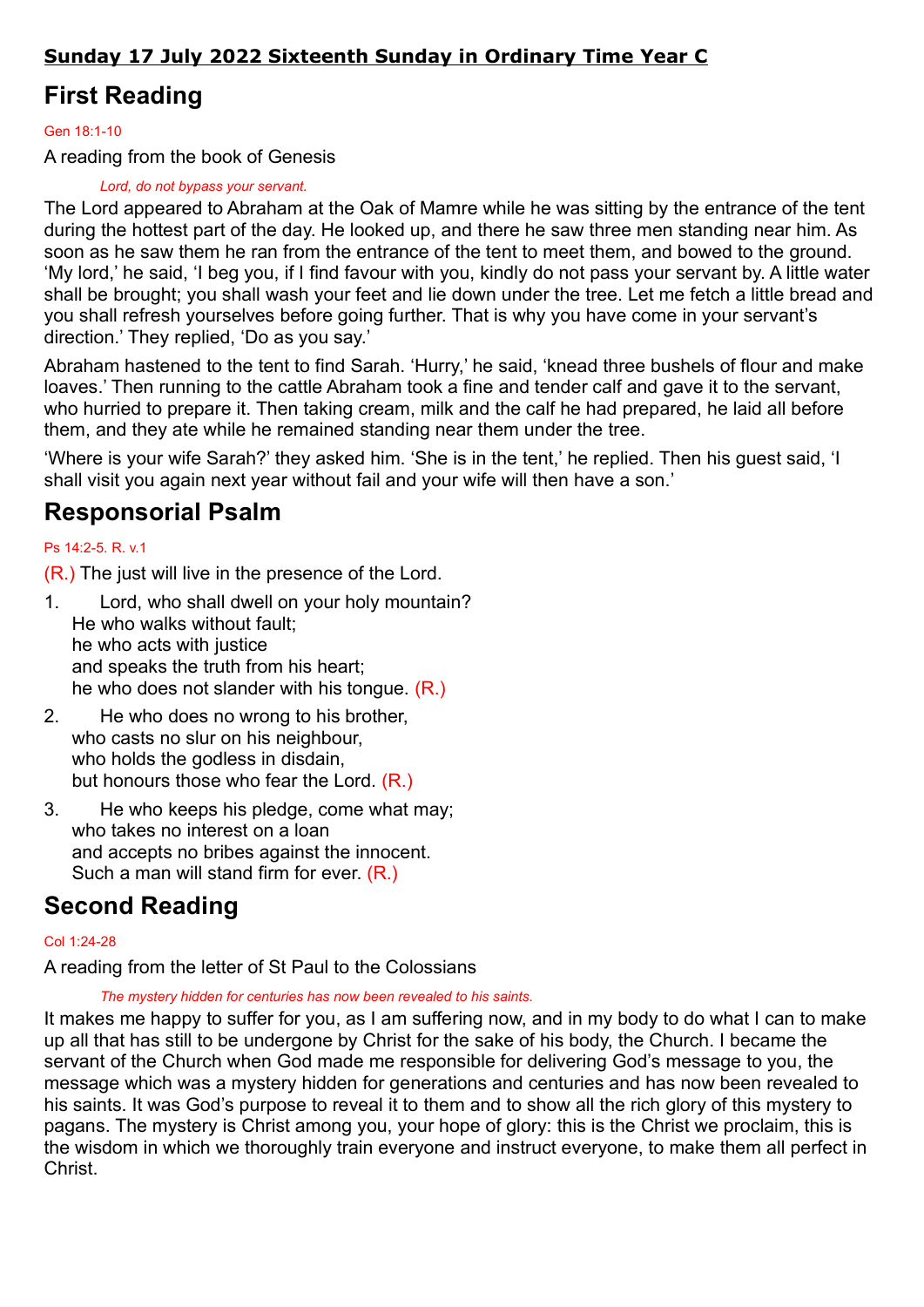**Sunday 17 July 2022 Sixteenth Sunday in Ordinary Time Year C**

# First Reading

Gen 18:1-10

A reading from the book of Genesis

*Lord, do not bypass your servant.*

The Lord appeared to Abraham at the Oak of Mamre while he was sitting by the entrance of the tent during the hottest part of the day. He looked up, and there he saw three men standing near him. As soon as he saw them he ran from the entrance of the tent to meet them, and bowed to the ground. 'My lord,' he said, 'I beg you, if I find favour with you, kindly do not pass your servant by. A little water shall be brought; you shall wash your feet and lie down under the tree. Let me fetch a little bread and you shall refresh yourselves before going further. That is why you have come in your servant's direction.' They replied, 'Do as you say.'

Abraham hastened to the tent to find Sarah. 'Hurry,' he said, 'knead three bushels of flour and make loaves.' Then running to the cattle Abraham took a fine and tender calf and gave it to the servant, who hurried to prepare it. Then taking cream, milk and the calf he had prepared, he laid all before them, and they ate while he remained standing near them under the tree.

'Where is your wife Sarah?' they asked him. 'She is in the tent,' he replied. Then his guest said, 'I shall visit you again next year without fail and your wife will then have a son.'

# Responsorial Psalm

Ps 14:2-5. R. v.1

(R.) The just will live in the presence of the Lord.

1. Lord, who shall dwell on your holy mountain?
   He who walks without fault;
   he who acts with justice
   and speaks the truth from his heart;
   he who does not slander with his tongue. (R.)
2. He who does no wrong to his brother,
   who casts no slur on his neighbour,
   who holds the godless in disdain,
   but honours those who fear the Lord. (R.)
3. He who keeps his pledge, come what may;
   who takes no interest on a loan
   and accepts no bribes against the innocent.
   Such a man will stand firm for ever. (R.)

# Second Reading

Col 1:24-28

A reading from the letter of St Paul to the Colossians

*The mystery hidden for centuries has now been revealed to his saints.*

It makes me happy to suffer for you, as I am suffering now, and in my body to do what I can to make up all that has still to be undergone by Christ for the sake of his body, the Church. I became the servant of the Church when God made me responsible for delivering God's message to you, the message which was a mystery hidden for generations and centuries and has now been revealed to his saints. It was God's purpose to reveal it to them and to show all the rich glory of this mystery to pagans. The mystery is Christ among you, your hope of glory: this is the Christ we proclaim, this is the wisdom in which we thoroughly train everyone and instruct everyone, to make them all perfect in Christ.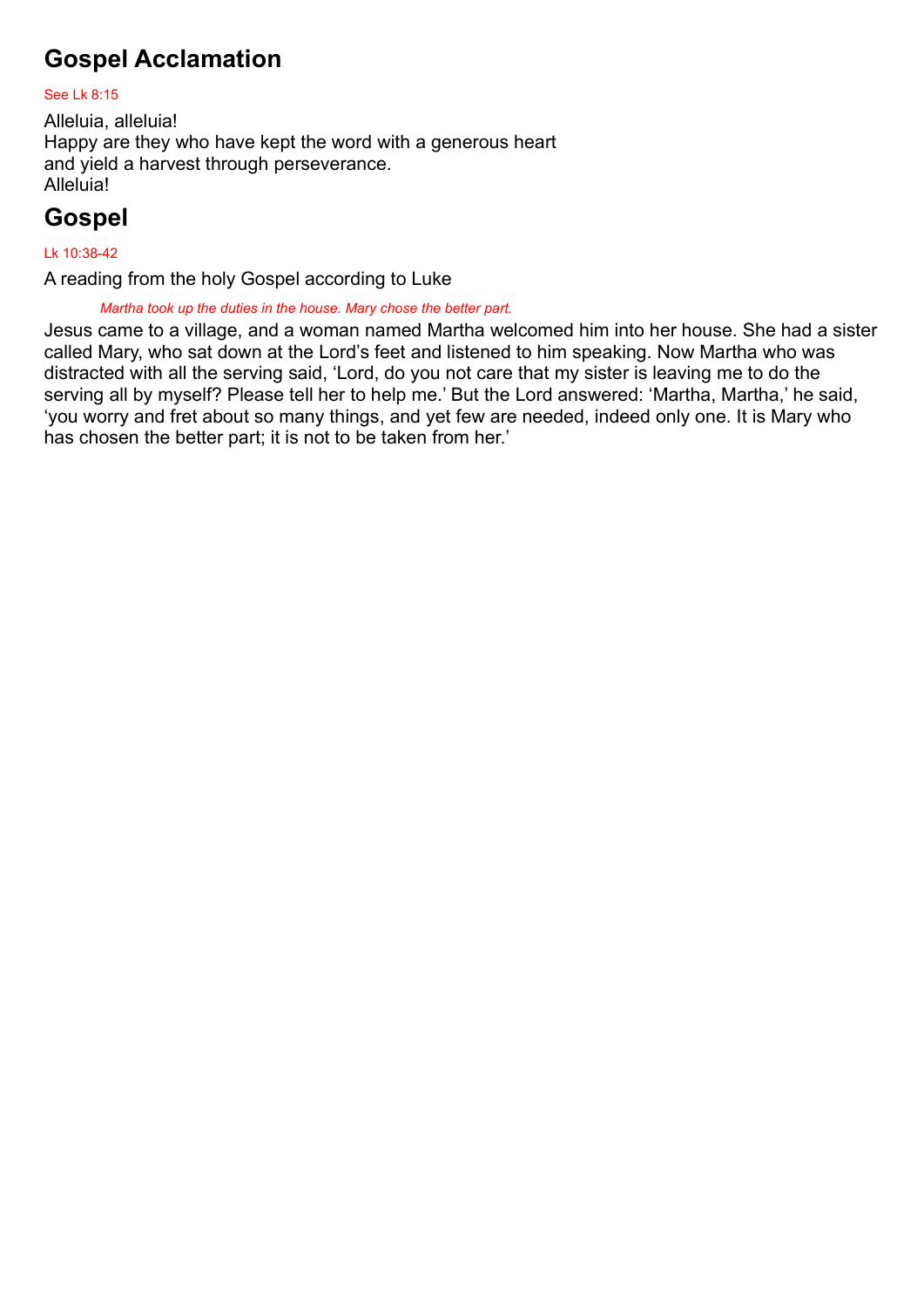## Gospel Acclamation

See Lk 8:15

Alleluia, alleluia!
Happy are they who have kept the word with a generous heart
and yield a harvest through perseverance.
Alleluia!

## Gospel

Lk 10:38-42

A reading from the holy Gospel according to Luke

*Martha took up the duties in the house. Mary chose the better part.*

Jesus came to a village, and a woman named Martha welcomed him into her house. She had a sister called Mary, who sat down at the Lord's feet and listened to him speaking. Now Martha who was distracted with all the serving said, 'Lord, do you not care that my sister is leaving me to do the serving all by myself? Please tell her to help me.' But the Lord answered: 'Martha, Martha,' he said, 'you worry and fret about so many things, and yet few are needed, indeed only one. It is Mary who has chosen the better part; it is not to be taken from her.'